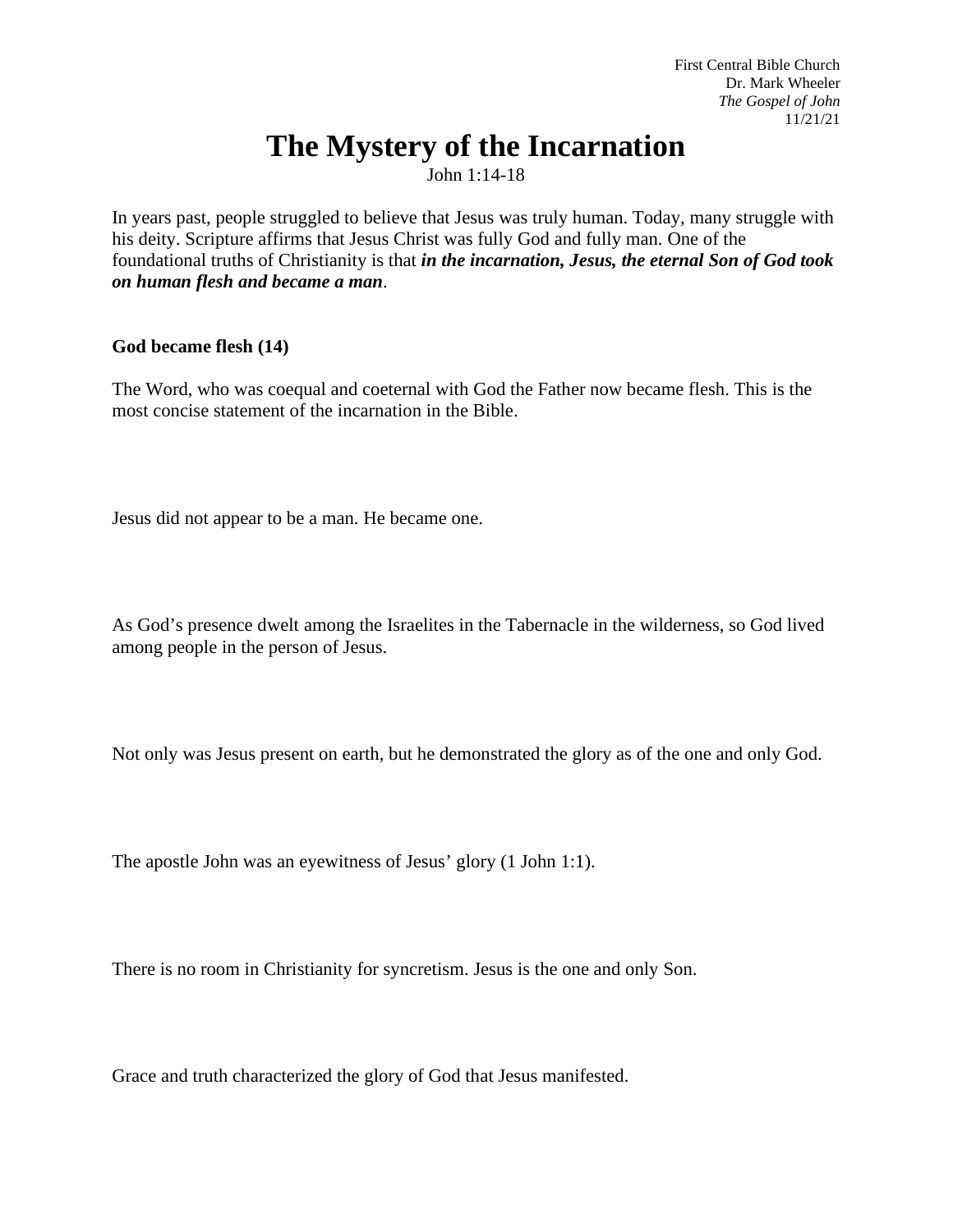First Central Bible Church
Dr. Mark Wheeler
*The Gospel of John*
11/21/21

# The Mystery of the Incarnation

John 1:14-18

In years past, people struggled to believe that Jesus was truly human. Today, many struggle with his deity. Scripture affirms that Jesus Christ was fully God and fully man. One of the foundational truths of Christianity is that ***in the incarnation, Jesus, the eternal Son of God took on human flesh and became a man***.

**God became flesh (14)**

The Word, who was coequal and coeternal with God the Father now became flesh. This is the most concise statement of the incarnation in the Bible.

Jesus did not appear to be a man. He became one.

As God's presence dwelt among the Israelites in the Tabernacle in the wilderness, so God lived among people in the person of Jesus.

Not only was Jesus present on earth, but he demonstrated the glory as of the one and only God.

The apostle John was an eyewitness of Jesus' glory (1 John 1:1).

There is no room in Christianity for syncretism. Jesus is the one and only Son.

Grace and truth characterized the glory of God that Jesus manifested.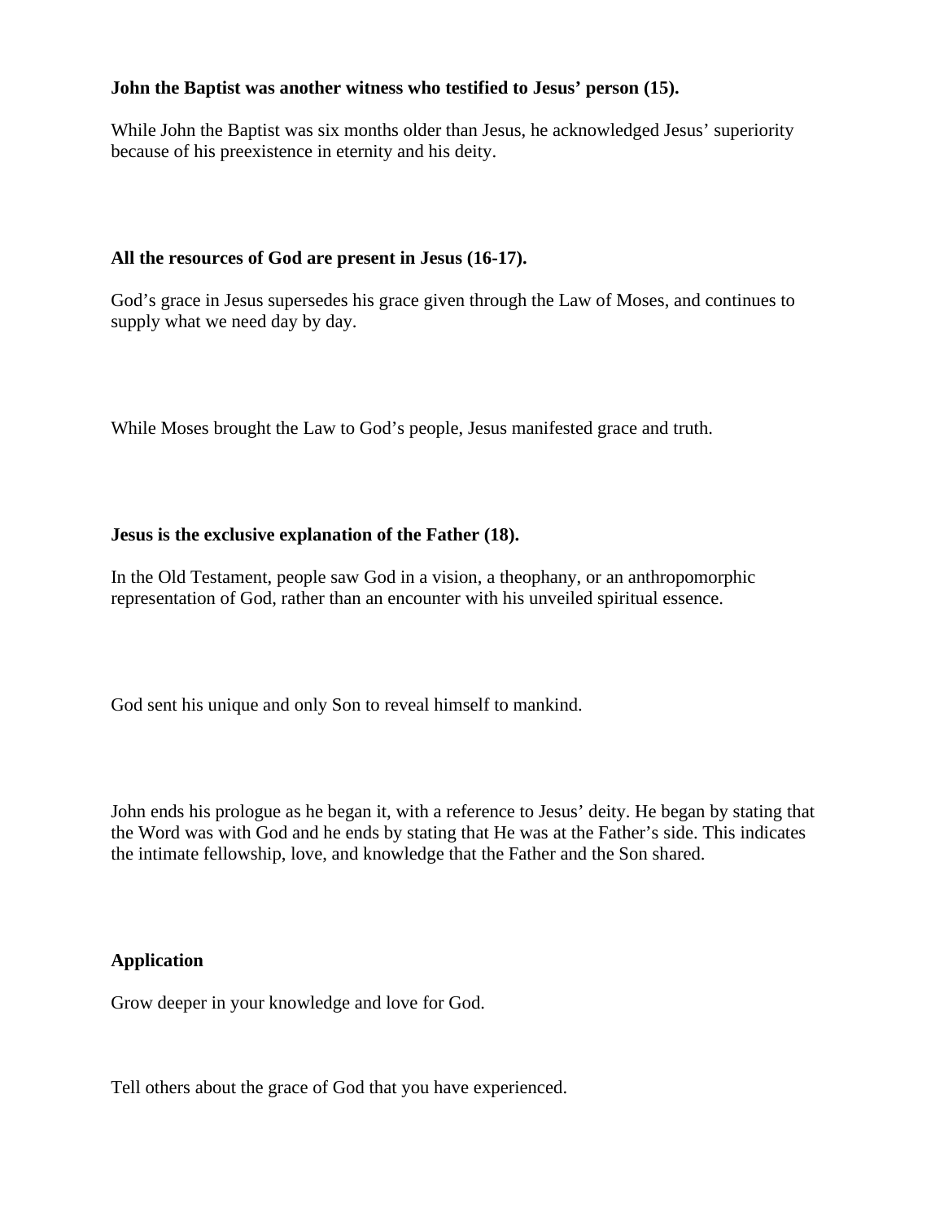**John the Baptist was another witness who testified to Jesus' person (15).**

While John the Baptist was six months older than Jesus, he acknowledged Jesus' superiority because of his preexistence in eternity and his deity.

**All the resources of God are present in Jesus (16-17).**

God's grace in Jesus supersedes his grace given through the Law of Moses, and continues to supply what we need day by day.

While Moses brought the Law to God's people, Jesus manifested grace and truth.

**Jesus is the exclusive explanation of the Father (18).**

In the Old Testament, people saw God in a vision, a theophany, or an anthropomorphic representation of God, rather than an encounter with his unveiled spiritual essence.

God sent his unique and only Son to reveal himself to mankind.

John ends his prologue as he began it, with a reference to Jesus' deity. He began by stating that the Word was with God and he ends by stating that He was at the Father's side. This indicates the intimate fellowship, love, and knowledge that the Father and the Son shared.

**Application**

Grow deeper in your knowledge and love for God.

Tell others about the grace of God that you have experienced.